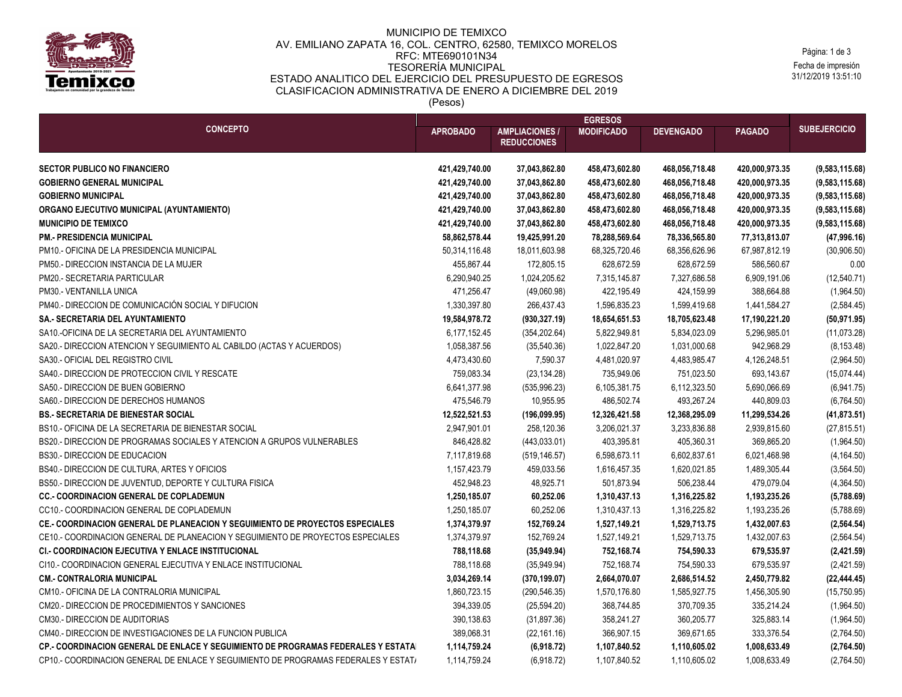MUNICIPIO DE TEMIXCO
AV. EMILIANO ZAPATA 16, COL. CENTRO, 62580, TEMIXCO MORELOS
RFC: MTE690101N34
TESORERÍA MUNICIPAL
ESTADO ANALITICO DEL EJERCICIO DEL PRESUPUESTO DE EGRESOS
CLASIFICACION ADMINISTRATIVA DE ENERO A DICIEMBRE DEL 2019
(Pesos)

Fecha de impresión
31/12/2019 13:51:10

| CONCEPTO | EGRESOS | | | | | SUBEJERCICIO |
|---|---|---|---|---|---|---|
| | APROBADO | AMPLIACIONES / REDUCCIONES | MODIFICADO | DEVENGADO | PAGADO | |
| **SECTOR PUBLICO NO FINANCIERO** | **421,429,740.00** | **37,043,862.80** | **458,473,602.80** | **468,056,718.48** | **420,000,973.35** | **(9,583,115.68)** |
| **GOBIERNO GENERAL MUNICIPAL** | **421,429,740.00** | **37,043,862.80** | **458,473,602.80** | **468,056,718.48** | **420,000,973.35** | **(9,583,115.68)** |
| **GOBIERNO MUNICIPAL** | **421,429,740.00** | **37,043,862.80** | **458,473,602.80** | **468,056,718.48** | **420,000,973.35** | **(9,583,115.68)** |
| **ORGANO EJECUTIVO MUNICIPAL (AYUNTAMIENTO)** | **421,429,740.00** | **37,043,862.80** | **458,473,602.80** | **468,056,718.48** | **420,000,973.35** | **(9,583,115.68)** |
| **MUNICIPIO DE TEMIXCO** | **421,429,740.00** | **37,043,862.80** | **458,473,602.80** | **468,056,718.48** | **420,000,973.35** | **(9,583,115.68)** |
| **PM.- PRESIDENCIA MUNICIPAL** | **58,862,578.44** | **19,425,991.20** | **78,288,569.64** | **78,336,565.80** | **77,313,813.07** | **(47,996.16)** |
| PM10.- OFICINA DE LA PRESIDENCIA MUNICIPAL | 50,314,116.48 | 18,011,603.98 | 68,325,720.46 | 68,356,626.96 | 67,987,812.19 | (30,906.50) |
| PM50.- DIRECCION INSTANCIA DE LA MUJER | 455,867.44 | 172,805.15 | 628,672.59 | 628,672.59 | 586,560.67 | 0.00 |
| PM20.- SECRETARIA PARTICULAR | 6,290,940.25 | 1,024,205.62 | 7,315,145.87 | 7,327,686.58 | 6,909,191.06 | (12,540.71) |
| PM30.- VENTANILLA UNICA | 471,256.47 | (49,060.98) | 422,195.49 | 424,159.99 | 388,664.88 | (1,964.50) |
| PM40.- DIRECCION DE COMUNICACIÓN SOCIAL Y DIFUCION | 1,330,397.80 | 266,437.43 | 1,596,835.23 | 1,599,419.68 | 1,441,584.27 | (2,584.45) |
| **SA.- SECRETARIA DEL AYUNTAMIENTO** | **19,584,978.72** | **(930,327.19)** | **18,654,651.53** | **18,705,623.48** | **17,190,221.20** | **(50,971.95)** |
| SA10.-OFICINA DE LA SECRETARIA DEL AYUNTAMIENTO | 6,177,152.45 | (354,202.64) | 5,822,949.81 | 5,834,023.09 | 5,296,985.01 | (11,073.28) |
| SA20.- DIRECCION ATENCION Y SEGUIMIENTO AL CABILDO (ACTAS Y ACUERDOS) | 1,058,387.56 | (35,540.36) | 1,022,847.20 | 1,031,000.68 | 942,968.29 | (8,153.48) |
| SA30.- OFICIAL DEL REGISTRO CIVIL | 4,473,430.60 | 7,590.37 | 4,481,020.97 | 4,483,985.47 | 4,126,248.51 | (2,964.50) |
| SA40.- DIRECCION DE PROTECCION CIVIL Y RESCATE | 759,083.34 | (23,134.28) | 735,949.06 | 751,023.50 | 693,143.67 | (15,074.44) |
| SA50.- DIRECCION DE BUEN GOBIERNO | 6,641,377.98 | (535,996.23) | 6,105,381.75 | 6,112,323.50 | 5,690,066.69 | (6,941.75) |
| SA60.- DIRECCION DE DERECHOS HUMANOS | 475,546.79 | 10,955.95 | 486,502.74 | 493,267.24 | 440,809.03 | (6,764.50) |
| **BS.- SECRETARIA DE BIENESTAR SOCIAL** | **12,522,521.53** | **(196,099.95)** | **12,326,421.58** | **12,368,295.09** | **11,299,534.26** | **(41,873.51)** |
| BS10.- OFICINA DE LA SECRETARIA DE BIENESTAR SOCIAL | 2,947,901.01 | 258,120.36 | 3,206,021.37 | 3,233,836.88 | 2,939,815.60 | (27,815.51) |
| BS20.- DIRECCION DE PROGRAMAS SOCIALES Y ATENCION A GRUPOS VULNERABLES | 846,428.82 | (443,033.01) | 403,395.81 | 405,360.31 | 369,865.20 | (1,964.50) |
| BS30.- DIRECCION DE EDUCACION | 7,117,819.68 | (519,146.57) | 6,598,673.11 | 6,602,837.61 | 6,021,468.98 | (4,164.50) |
| BS40.- DIRECCION DE CULTURA, ARTES Y OFICIOS | 1,157,423.79 | 459,033.56 | 1,616,457.35 | 1,620,021.85 | 1,489,305.44 | (3,564.50) |
| BS50.- DIRECCION DE JUVENTUD, DEPORTE Y CULTURA FISICA | 452,948.23 | 48,925.71 | 501,873.94 | 506,238.44 | 479,079.04 | (4,364.50) |
| **CC.- COORDINACION GENERAL DE COPLADEMUN** | **1,250,185.07** | **60,252.06** | **1,310,437.13** | **1,316,225.82** | **1,193,235.26** | **(5,788.69)** |
| CC10.- COORDINACION GENERAL DE COPLADEMUN | 1,250,185.07 | 60,252.06 | 1,310,437.13 | 1,316,225.82 | 1,193,235.26 | (5,788.69) |
| **CE.- COORDINACION GENERAL DE PLANEACION Y SEGUIMIENTO DE PROYECTOS ESPECIALES** | **1,374,379.97** | **152,769.24** | **1,527,149.21** | **1,529,713.75** | **1,432,007.63** | **(2,564.54)** |
| CE10.- COORDINACION GENERAL DE PLANEACION Y SEGUIMIENTO DE PROYECTOS ESPECIALES | 1,374,379.97 | 152,769.24 | 1,527,149.21 | 1,529,713.75 | 1,432,007.63 | (2,564.54) |
| **CI.- COORDINACION EJECUTIVA Y ENLACE INSTITUCIONAL** | **788,118.68** | **(35,949.94)** | **752,168.74** | **754,590.33** | **679,535.97** | **(2,421.59)** |
| CI10.- COORDINACION GENERAL EJECUTIVA Y ENLACE INSTITUCIONAL | 788,118.68 | (35,949.94) | 752,168.74 | 754,590.33 | 679,535.97 | (2,421.59) |
| **CM.- CONTRALORIA MUNICIPAL** | **3,034,269.14** | **(370,199.07)** | **2,664,070.07** | **2,686,514.52** | **2,450,779.82** | **(22,444.45)** |
| CM10.- OFICINA DE LA CONTRALORIA MUNICIPAL | 1,860,723.15 | (290,546.35) | 1,570,176.80 | 1,585,927.75 | 1,456,305.90 | (15,750.95) |
| CM20.- DIRECCION DE PROCEDIMIENTOS Y SANCIONES | 394,339.05 | (25,594.20) | 368,744.85 | 370,709.35 | 335,214.24 | (1,964.50) |
| CM30.- DIRECCION DE AUDITORIAS | 390,138.63 | (31,897.36) | 358,241.27 | 360,205.77 | 325,883.14 | (1,964.50) |
| CM40.- DIRECCION DE INVESTIGACIONES DE LA FUNCION PUBLICA | 389,068.31 | (22,161.16) | 366,907.15 | 369,671.65 | 333,376.54 | (2,764.50) |
| **CP.- COORDINACION GENERAL DE ENLACE Y SEGUIMIENTO DE PROGRAMAS FEDERALES Y ESTATA** | **1,114,759.24** | **(6,918.72)** | **1,107,840.52** | **1,110,605.02** | **1,008,633.49** | **(2,764.50)** |
| CP10.- COORDINACION GENERAL DE ENLACE Y SEGUIMIENTO DE PROGRAMAS FEDERALES Y ESTAT/ | 1,114,759.24 | (6,918.72) | 1,107,840.52 | 1,110,605.02 | 1,008,633.49 | (2,764.50) |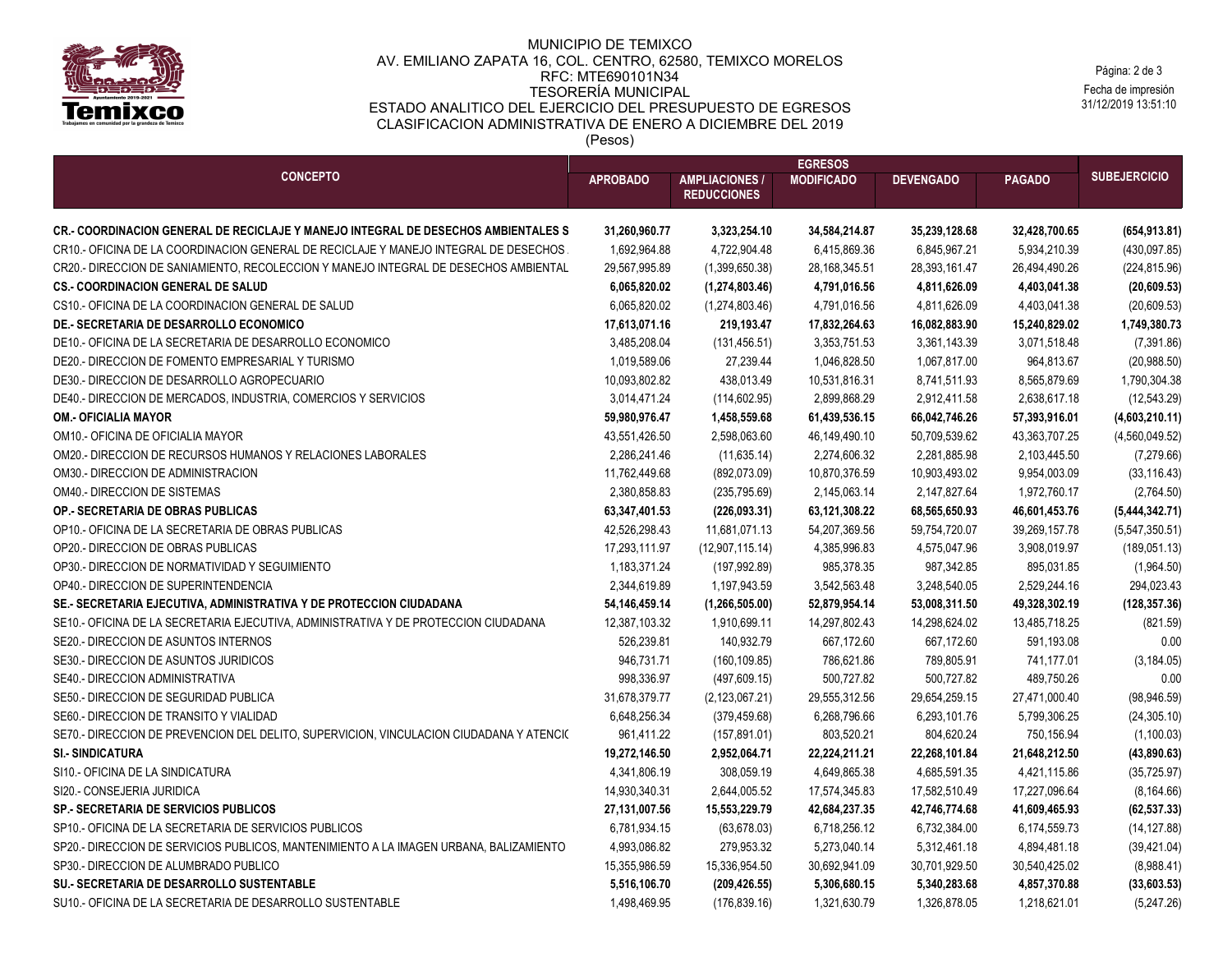MUNICIPIO DE TEMIXCO
AV. EMILIANO ZAPATA 16, COL. CENTRO, 62580, TEMIXCO MORELOS
RFC: MTE690101N34
TESORERÍA MUNICIPAL
ESTADO ANALITICO DEL EJERCICIO DEL PRESUPUESTO DE EGRESOS
CLASIFICACION ADMINISTRATIVA DE ENERO A DICIEMBRE DEL 2019
(Pesos)

Fecha de impresión
31/12/2019 13:51:10

| CONCEPTO | EGRESOS | | | | | SUBEJERCICIO |
|---|---|---|---|---|---|---|
| | APROBADO | AMPLIACIONES / REDUCCIONES | MODIFICADO | DEVENGADO | PAGADO | |
| **CR.- COORDINACION GENERAL DE RECICLAJE Y MANEJO INTEGRAL DE DESECHOS AMBIENTALES S** | **31,260,960.77** | **3,323,254.10** | **34,584,214.87** | **35,239,128.68** | **32,428,700.65** | **(654,913.81)** |
| CR10.- OFICINA DE LA COORDINACION GENERAL DE RECICLAJE Y MANEJO INTEGRAL DE DESECHOS | 1,692,964.88 | 4,722,904.48 | 6,415,869.36 | 6,845,967.21 | 5,934,210.39 | (430,097.85) |
| CR20.- DIRECCION DE SANIAMIENTO, RECOLECCION Y MANEJO INTEGRAL DE DESECHOS AMBIENTAL | 29,567,995.89 | (1,399,650.38) | 28,168,345.51 | 28,393,161.47 | 26,494,490.26 | (224,815.96) |
| **CS.- COORDINACION GENERAL DE SALUD** | **6,065,820.02** | **(1,274,803.46)** | **4,791,016.56** | **4,811,626.09** | **4,403,041.38** | **(20,609.53)** |
| CS10.- OFICINA DE LA COORDINACION GENERAL DE SALUD | 6,065,820.02 | (1,274,803.46) | 4,791,016.56 | 4,811,626.09 | 4,403,041.38 | (20,609.53) |
| **DE.- SECRETARIA DE DESARROLLO ECONOMICO** | **17,613,071.16** | **219,193.47** | **17,832,264.63** | **16,082,883.90** | **15,240,829.02** | **1,749,380.73** |
| DE10.- OFICINA DE LA SECRETARIA DE DESARROLLO ECONOMICO | 3,485,208.04 | (131,456.51) | 3,353,751.53 | 3,361,143.39 | 3,071,518.48 | (7,391.86) |
| DE20.- DIRECCION DE FOMENTO EMPRESARIAL Y TURISMO | 1,019,589.06 | 27,239.44 | 1,046,828.50 | 1,067,817.00 | 964,813.67 | (20,988.50) |
| DE30.- DIRECCION DE DESARROLLO AGROPECUARIO | 10,093,802.82 | 438,013.49 | 10,531,816.31 | 8,741,511.93 | 8,565,879.69 | 1,790,304.38 |
| DE40.- DIRECCION DE MERCADOS, INDUSTRIA, COMERCIOS Y SERVICIOS | 3,014,471.24 | (114,602.95) | 2,899,868.29 | 2,912,411.58 | 2,638,617.18 | (12,543.29) |
| **OM.- OFICIALIA MAYOR** | **59,980,976.47** | **1,458,559.68** | **61,439,536.15** | **66,042,746.26** | **57,393,916.01** | **(4,603,210.11)** |
| OM10.- OFICINA DE OFICIALIA MAYOR | 43,551,426.50 | 2,598,063.60 | 46,149,490.10 | 50,709,539.62 | 43,363,707.25 | (4,560,049.52) |
| OM20.- DIRECCION DE RECURSOS HUMANOS Y RELACIONES LABORALES | 2,286,241.46 | (11,635.14) | 2,274,606.32 | 2,281,885.98 | 2,103,445.50 | (7,279.66) |
| OM30.- DIRECCION DE ADMINISTRACION | 11,762,449.68 | (892,073.09) | 10,870,376.59 | 10,903,493.02 | 9,954,003.09 | (33,116.43) |
| OM40.- DIRECCION DE SISTEMAS | 2,380,858.83 | (235,795.69) | 2,145,063.14 | 2,147,827.64 | 1,972,760.17 | (2,764.50) |
| **OP.- SECRETARIA DE OBRAS PUBLICAS** | **63,347,401.53** | **(226,093.31)** | **63,121,308.22** | **68,565,650.93** | **46,601,453.76** | **(5,444,342.71)** |
| OP10.- OFICINA DE LA SECRETARIA DE OBRAS PUBLICAS | 42,526,298.43 | 11,681,071.13 | 54,207,369.56 | 59,754,720.07 | 39,269,157.78 | (5,547,350.51) |
| OP20.- DIRECCION DE OBRAS PUBLICAS | 17,293,111.97 | (12,907,115.14) | 4,385,996.83 | 4,575,047.96 | 3,908,019.97 | (189,051.13) |
| OP30.- DIRECCION DE NORMATIVIDAD Y SEGUIMIENTO | 1,183,371.24 | (197,992.89) | 985,378.35 | 987,342.85 | 895,031.85 | (1,964.50) |
| OP40.- DIRECCION DE SUPERINTENDENCIA | 2,344,619.89 | 1,197,943.59 | 3,542,563.48 | 3,248,540.05 | 2,529,244.16 | 294,023.43 |
| **SE.- SECRETARIA EJECUTIVA, ADMINISTRATIVA Y DE PROTECCION CIUDADANA** | **54,146,459.14** | **(1,266,505.00)** | **52,879,954.14** | **53,008,311.50** | **49,328,302.19** | **(128,357.36)** |
| SE10.- OFICINA DE LA SECRETARIA EJECUTIVA, ADMINISTRATIVA Y DE PROTECCION CIUDADANA | 12,387,103.32 | 1,910,699.11 | 14,297,802.43 | 14,298,624.02 | 13,485,718.25 | (821.59) |
| SE20.- DIRECCION DE ASUNTOS INTERNOS | 526,239.81 | 140,932.79 | 667,172.60 | 667,172.60 | 591,193.08 | 0.00 |
| SE30.- DIRECCION DE ASUNTOS JURIDICOS | 946,731.71 | (160,109.85) | 786,621.86 | 789,805.91 | 741,177.01 | (3,184.05) |
| SE40.- DIRECCION ADMINISTRATIVA | 998,336.97 | (497,609.15) | 500,727.82 | 500,727.82 | 489,750.26 | 0.00 |
| SE50.- DIRECCION DE SEGURIDAD PUBLICA | 31,678,379.77 | (2,123,067.21) | 29,555,312.56 | 29,654,259.15 | 27,471,000.40 | (98,946.59) |
| SE60.- DIRECCION DE TRANSITO Y VIALIDAD | 6,648,256.34 | (379,459.68) | 6,268,796.66 | 6,293,101.76 | 5,799,306.25 | (24,305.10) |
| SE70.- DIRECCION DE PREVENCION DEL DELITO, SUPERVICION, VINCULACION CIUDADANA Y ATENCI( | 961,411.22 | (157,891.01) | 803,520.21 | 804,620.24 | 750,156.94 | (1,100.03) |
| **SI.- SINDICATURA** | **19,272,146.50** | **2,952,064.71** | **22,224,211.21** | **22,268,101.84** | **21,648,212.50** | **(43,890.63)** |
| SI10.- OFICINA DE LA SINDICATURA | 4,341,806.19 | 308,059.19 | 4,649,865.38 | 4,685,591.35 | 4,421,115.86 | (35,725.97) |
| SI20.- CONSEJERIA JURIDICA | 14,930,340.31 | 2,644,005.52 | 17,574,345.83 | 17,582,510.49 | 17,227,096.64 | (8,164.66) |
| **SP.- SECRETARIA DE SERVICIOS PUBLICOS** | **27,131,007.56** | **15,553,229.79** | **42,684,237.35** | **42,746,774.68** | **41,609,465.93** | **(62,537.33)** |
| SP10.- OFICINA DE LA SECRETARIA DE SERVICIOS PUBLICOS | 6,781,934.15 | (63,678.03) | 6,718,256.12 | 6,732,384.00 | 6,174,559.73 | (14,127.88) |
| SP20.- DIRECCION DE SERVICIOS PUBLICOS, MANTENIMIENTO A LA IMAGEN URBANA, BALIZAMIENTO | 4,993,086.82 | 279,953.32 | 5,273,040.14 | 5,312,461.18 | 4,894,481.18 | (39,421.04) |
| SP30.- DIRECCION DE ALUMBRADO PUBLICO | 15,355,986.59 | 15,336,954.50 | 30,692,941.09 | 30,701,929.50 | 30,540,425.02 | (8,988.41) |
| **SU.- SECRETARIA DE DESARROLLO SUSTENTABLE** | **5,516,106.70** | **(209,426.55)** | **5,306,680.15** | **5,340,283.68** | **4,857,370.88** | **(33,603.53)** |
| SU10.- OFICINA DE LA SECRETARIA DE DESARROLLO SUSTENTABLE | 1,498,469.95 | (176,839.16) | 1,321,630.79 | 1,326,878.05 | 1,218,621.01 | (5,247.26) |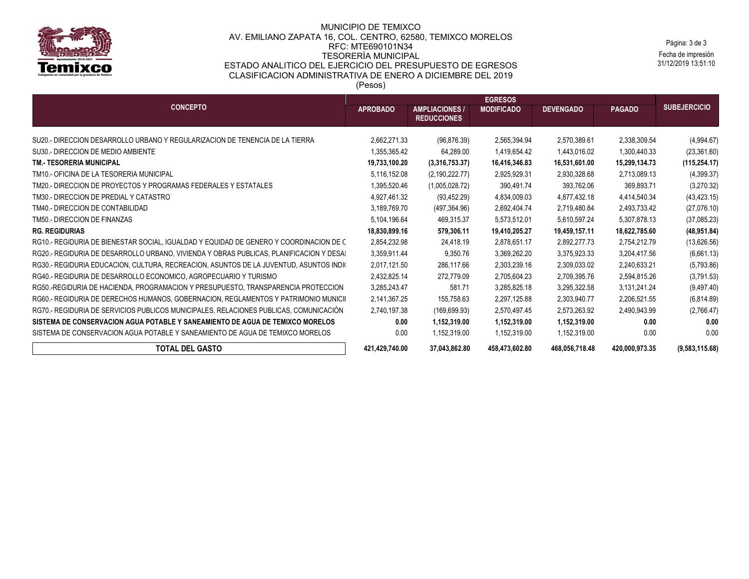MUNICIPIO DE TEMIXCO
AV. EMILIANO ZAPATA 16, COL. CENTRO, 62580, TEMIXCO MORELOS
RFC: MTE690101N34
TESORERÍA MUNICIPAL
ESTADO ANALITICO DEL EJERCICIO DEL PRESUPUESTO DE EGRESOS
CLASIFICACION ADMINISTRATIVA DE ENERO A DICIEMBRE DEL 2019
(Pesos)

Fecha de impresión
31/12/2019 13:51:10

| CONCEPTO | EGRESOS | | | | | SUBEJERCICIO |
|---|---|---|---|---|---|---|
| | APROBADO | AMPLIACIONES / REDUCCIONES | MODIFICADO | DEVENGADO | PAGADO | |
| SU20.- DIRECCION DESARROLLO URBANO Y REGULARIZACION DE TENENCIA DE LA TIERRA | 2,662,271.33 | (96,876.39) | 2,565,394.94 | 2,570,389.61 | 2,338,309.54 | (4,994.67) |
| SU30.- DIRECCION DE MEDIO AMBIENTE | 1,355,365.42 | 64,289.00 | 1,419,654.42 | 1,443,016.02 | 1,300,440.33 | (23,361.60) |
| **TM.- TESORERIA MUNICIPAL** | **19,733,100.20** | **(3,316,753.37)** | **16,416,346.83** | **16,531,601.00** | **15,299,134.73** | **(115,254.17)** |
| TM10.- OFICINA DE LA TESORERIA MUNICIPAL | 5,116,152.08 | (2,190,222.77) | 2,925,929.31 | 2,930,328.68 | 2,713,089.13 | (4,399.37) |
| TM20.- DIRECCION DE PROYECTOS Y PROGRAMAS FEDERALES Y ESTATALES | 1,395,520.46 | (1,005,028.72) | 390,491.74 | 393,762.06 | 369,893.71 | (3,270.32) |
| TM30.- DIRECCION DE PREDIAL Y CATASTRO | 4,927,461.32 | (93,452.29) | 4,834,009.03 | 4,877,432.18 | 4,414,540.34 | (43,423.15) |
| TM40.- DIRECCION DE CONTABILIDAD | 3,189,769.70 | (497,364.96) | 2,692,404.74 | 2,719,480.84 | 2,493,733.42 | (27,076.10) |
| TM50.- DIRECCION DE FINANZAS | 5,104,196.64 | 469,315.37 | 5,573,512.01 | 5,610,597.24 | 5,307,878.13 | (37,085.23) |
| **RG. REGIDURIAS** | **18,830,899.16** | **579,306.11** | **19,410,205.27** | **19,459,157.11** | **18,622,785.60** | **(48,951.84)** |
| RG10.- REGIDURIA DE BIENESTAR SOCIAL, IGUALDAD Y EQUIDAD DE GENERO Y COORDINACION DE C | 2,854,232.98 | 24,418.19 | 2,878,651.17 | 2,892,277.73 | 2,754,212.79 | (13,626.56) |
| RG20.- REGIDURIA DE DESARROLLO URBANO, VIVIENDA Y OBRAS PUBLICAS, PLANIFICACION Y DESAI | 3,359,911.44 | 9,350.76 | 3,369,262.20 | 3,375,923.33 | 3,204,417.56 | (6,661.13) |
| RG30.- REGIDURIA EDUCACION, CULTURA, RECREACION, ASUNTOS DE LA JUVENTUD, ASUNTOS INDI( | 2,017,121.50 | 286,117.66 | 2,303,239.16 | 2,309,033.02 | 2,240,633.21 | (5,793.86) |
| RG40.- REGIDURIA DE DESARROLLO ECONOMICO, AGROPECUARIO Y TURISMO | 2,432,825.14 | 272,779.09 | 2,705,604.23 | 2,709,395.76 | 2,594,815.26 | (3,791.53) |
| RG50.-REGIDURIA DE HACIENDA, PROGRAMACION Y PRESUPUESTO, TRANSPARENCIA PROTECCION | 3,285,243.47 | 581.71 | 3,285,825.18 | 3,295,322.58 | 3,131,241.24 | (9,497.40) |
| RG60.- REGIDURIA DE DERECHOS HUMANOS, GOBERNACION, REGLAMENTOS Y PATRIMONIO MUNICII | 2,141,367.25 | 155,758.63 | 2,297,125.88 | 2,303,940.77 | 2,206,521.55 | (6,814.89) |
| RG70.- REGIDURIA DE SERVICIOS PUBLICOS MUNICIPALES, RELACIONES PUBLICAS, COMUNICACIÓN | 2,740,197.38 | (169,699.93) | 2,570,497.45 | 2,573,263.92 | 2,490,943.99 | (2,766.47) |
| **SISTEMA DE CONSERVACION AGUA POTABLE Y SANEAMIENTO DE AGUA DE TEMIXCO MORELOS** | **0.00** | **1,152,319.00** | **1,152,319.00** | **1,152,319.00** | **0.00** | **0.00** |
| SISTEMA DE CONSERVACION AGUA POTABLE Y SANEAMIENTO DE AGUA DE TEMIXCO MORELOS | 0.00 | 1,152,319.00 | 1,152,319.00 | 1,152,319.00 | 0.00 | 0.00 |
| **TOTAL DEL GASTO** | **421,429,740.00** | **37,043,862.80** | **458,473,602.80** | **468,056,718.48** | **420,000,973.35** | **(9,583,115.68)** |